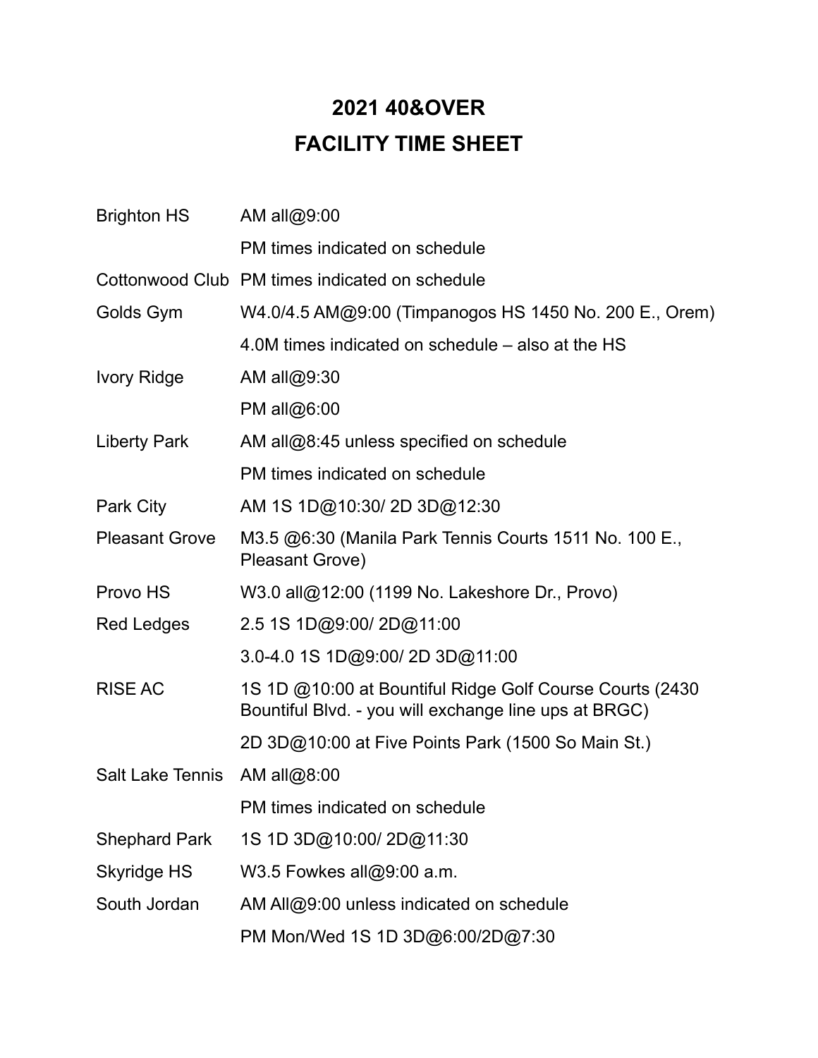# 2021 40&OVER
# FACILITY TIME SHEET

| | |
|---|---|
| Brighton HS | AM all@9:00 |
| | PM times indicated on schedule |
| Cottonwood Club | PM times indicated on schedule |
| Golds Gym | W4.0/4.5 AM@9:00 (Timpanogos HS 1450 No. 200 E., Orem) |
| | 4.0M times indicated on schedule – also at the HS |
| Ivory Ridge | AM all@9:30 |
| | PM all@6:00 |
| Liberty Park | AM all@8:45 unless specified on schedule |
| | PM times indicated on schedule |
| Park City | AM 1S 1D@10:30/ 2D 3D@12:30 |
| Pleasant Grove | M3.5 @6:30 (Manila Park Tennis Courts 1511 No. 100 E., Pleasant Grove) |
| Provo HS | W3.0 all@12:00 (1199 No. Lakeshore Dr., Provo) |
| Red Ledges | 2.5 1S 1D@9:00/ 2D@11:00 |
| | 3.0-4.0 1S 1D@9:00/ 2D 3D@11:00 |
| RISE AC | 1S 1D @10:00 at Bountiful Ridge Golf Course Courts (2430 Bountiful Blvd. - you will exchange line ups at BRGC) |
| | 2D 3D@10:00 at Five Points Park (1500 So Main St.) |
| Salt Lake Tennis | AM all@8:00 |
| | PM times indicated on schedule |
| Shephard Park | 1S 1D 3D@10:00/ 2D@11:30 |
| Skyridge HS | W3.5 Fowkes all@9:00 a.m. |
| South Jordan | AM All@9:00 unless indicated on schedule |
| | PM Mon/Wed 1S 1D 3D@6:00/2D@7:30 |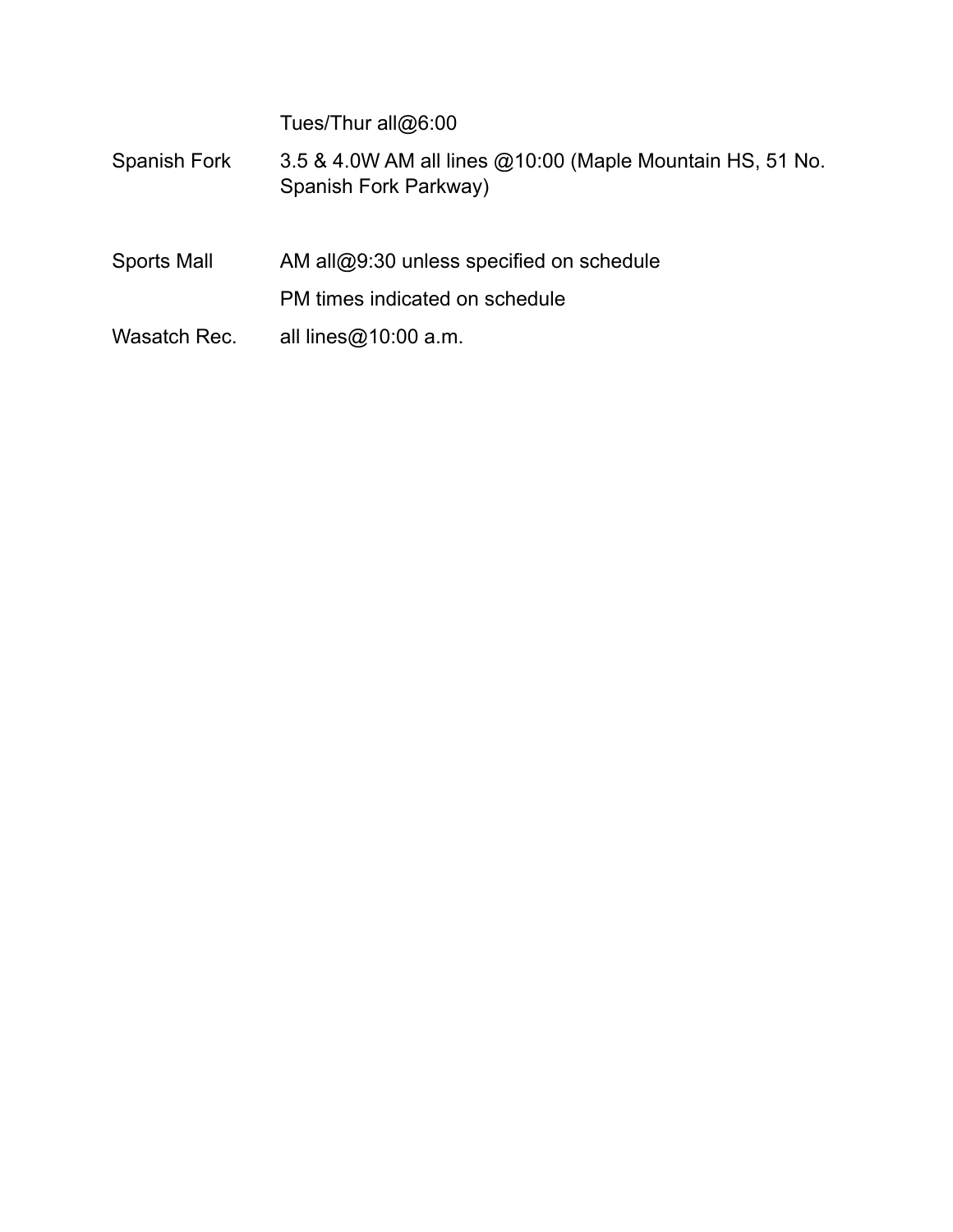| | |
|---|---|
| | Tues/Thur all@6:00 |
| Spanish Fork | 3.5 & 4.0W AM all lines @10:00 (Maple Mountain HS, 51 No. Spanish Fork Parkway) |
| Sports Mall | AM all@9:30 unless specified on schedule |
| | PM times indicated on schedule |
| Wasatch Rec. | all lines@10:00 a.m. |